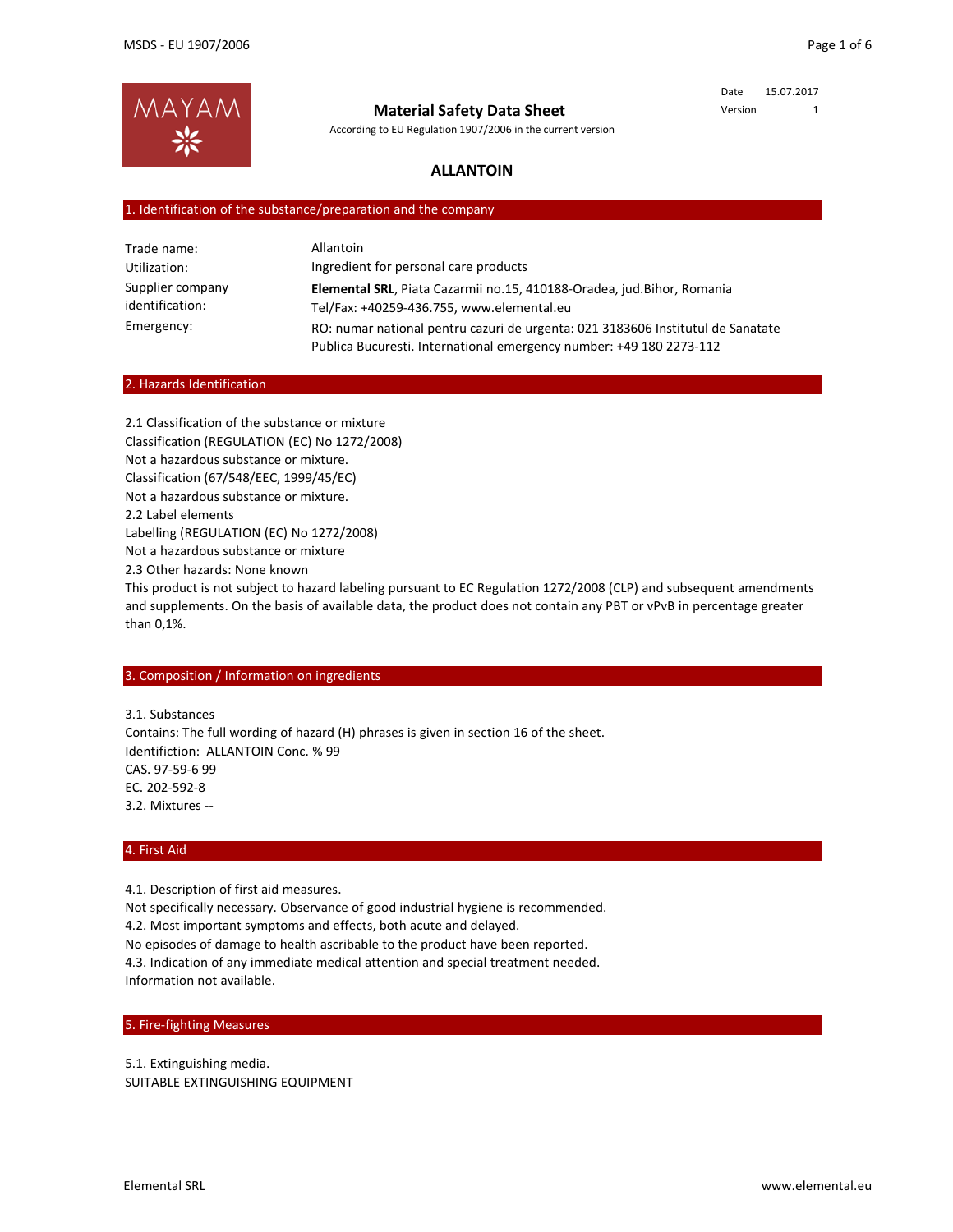# Material Safety Data Sheet

According to EU Regulation 1907/2006 in the current version

Date 15.07.2017
Version 1

## ALLANTOIN

### 1. Identification of the substance/preparation and the company

| | |
|---|---|
| Trade name: | Allantoin |
| Utilization: | Ingredient for personal care products |
| Supplier company identification: | **Elemental SRL**, Piata Cazarmii no.15, 410188-Oradea, jud.Bihor, Romania<br>Tel/Fax: +40259-436.755, www.elemental.eu |
| Emergency: | RO: numar national pentru cazuri de urgenta: 021 3183606 Institutul de Sanatate Publica Bucuresti. International emergency number: +49 180 2273-112 |

### 2. Hazards Identification

2.1 Classification of the substance or mixture
Classification (REGULATION (EC) No 1272/2008)
Not a hazardous substance or mixture.
Classification (67/548/EEC, 1999/45/EC)
Not a hazardous substance or mixture.
2.2 Label elements
Labelling (REGULATION (EC) No 1272/2008)
Not a hazardous substance or mixture
2.3 Other hazards: None known
This product is not subject to hazard labeling pursuant to EC Regulation 1272/2008 (CLP) and subsequent amendments and supplements. On the basis of available data, the product does not contain any PBT or vPvB in percentage greater than 0,1%.

### 3. Composition / Information on ingredients

3.1. Substances
Contains: The full wording of hazard (H) phrases is given in section 16 of the sheet.
Identifiction: ALLANTOIN Conc. % 99
CAS. 97-59-6 99
EC. 202-592-8
3.2. Mixtures --

### 4. First Aid

4.1. Description of first aid measures.
Not specifically necessary. Observance of good industrial hygiene is recommended.
4.2. Most important symptoms and effects, both acute and delayed.
No episodes of damage to health ascribable to the product have been reported.
4.3. Indication of any immediate medical attention and special treatment needed.
Information not available.

### 5. Fire-fighting Measures

5.1. Extinguishing media.
SUITABLE EXTINGUISHING EQUIPMENT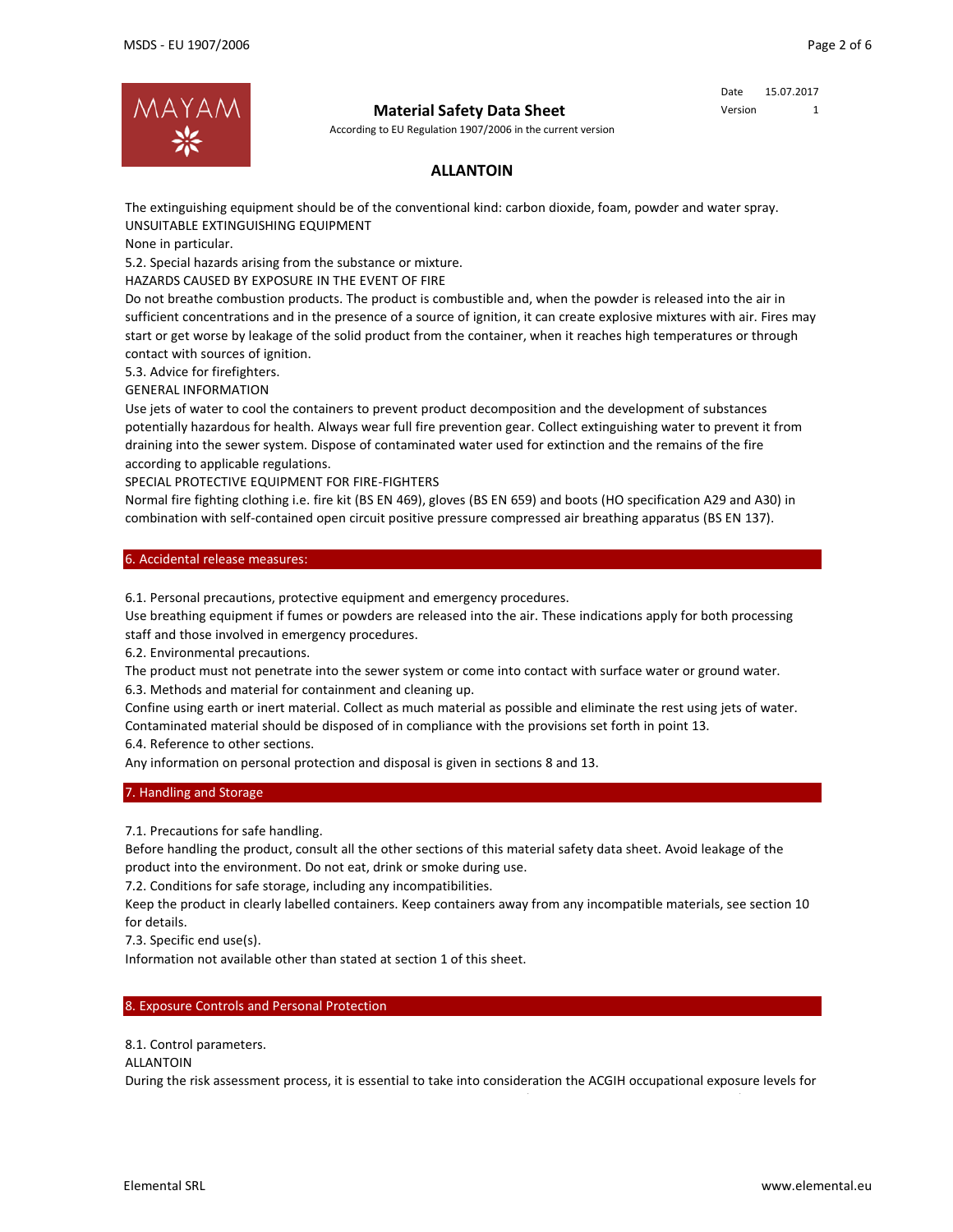The extinguishing equipment should be of the conventional kind: carbon dioxide, foam, powder and water spray.
UNSUITABLE EXTINGUISHING EQUIPMENT
None in particular.
5.2. Special hazards arising from the substance or mixture.
HAZARDS CAUSED BY EXPOSURE IN THE EVENT OF FIRE
Do not breathe combustion products. The product is combustible and, when the powder is released into the air in sufficient concentrations and in the presence of a source of ignition, it can create explosive mixtures with air. Fires may start or get worse by leakage of the solid product from the container, when it reaches high temperatures or through contact with sources of ignition.
5.3. Advice for firefighters.
GENERAL INFORMATION
Use jets of water to cool the containers to prevent product decomposition and the development of substances potentially hazardous for health. Always wear full fire prevention gear. Collect extinguishing water to prevent it from draining into the sewer system. Dispose of contaminated water used for extinction and the remains of the fire according to applicable regulations.
SPECIAL PROTECTIVE EQUIPMENT FOR FIRE-FIGHTERS
Normal fire fighting clothing i.e. fire kit (BS EN 469), gloves (BS EN 659) and boots (HO specification A29 and A30) in combination with self-contained open circuit positive pressure compressed air breathing apparatus (BS EN 137).

## 6. Accidental release measures:

6.1. Personal precautions, protective equipment and emergency procedures.
Use breathing equipment if fumes or powders are released into the air. These indications apply for both processing staff and those involved in emergency procedures.
6.2. Environmental precautions.
The product must not penetrate into the sewer system or come into contact with surface water or ground water.
6.3. Methods and material for containment and cleaning up.
Confine using earth or inert material. Collect as much material as possible and eliminate the rest using jets of water. Contaminated material should be disposed of in compliance with the provisions set forth in point 13.
6.4. Reference to other sections.
Any information on personal protection and disposal is given in sections 8 and 13.

## 7. Handling and Storage

7.1. Precautions for safe handling.
Before handling the product, consult all the other sections of this material safety data sheet. Avoid leakage of the product into the environment. Do not eat, drink or smoke during use.
7.2. Conditions for safe storage, including any incompatibilities.
Keep the product in clearly labelled containers. Keep containers away from any incompatible materials, see section 10 for details.
7.3. Specific end use(s).
Information not available other than stated at section 1 of this sheet.

## 8. Exposure Controls and Personal Protection

8.1. Control parameters.
ALLANTOIN
During the risk assessment process, it is essential to take into consideration the ACGIH occupational exposure levels for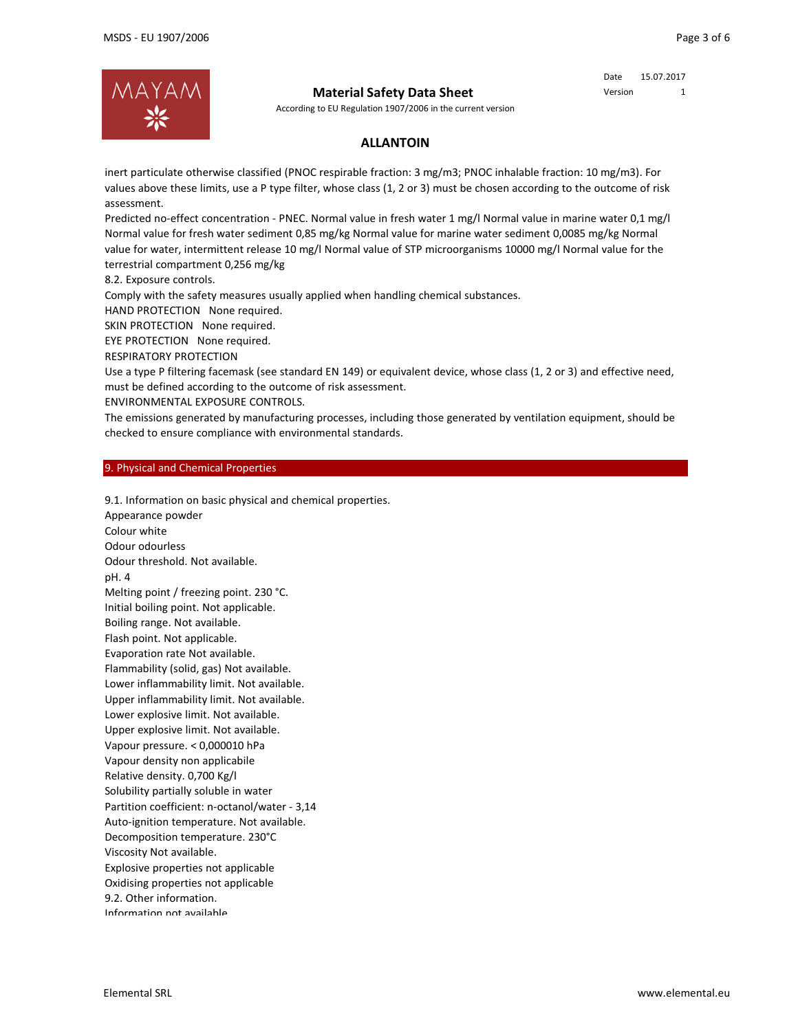inert particulate otherwise classified (PNOC respirable fraction: 3 mg/m3; PNOC inhalable fraction: 10 mg/m3). For values above these limits, use a P type filter, whose class (1, 2 or 3) must be chosen according to the outcome of risk assessment.

Predicted no-effect concentration - PNEC. Normal value in fresh water 1 mg/l Normal value in marine water 0,1 mg/l Normal value for fresh water sediment 0,85 mg/kg Normal value for marine water sediment 0,0085 mg/kg Normal value for water, intermittent release 10 mg/l Normal value of STP microorganisms 10000 mg/l Normal value for the terrestrial compartment 0,256 mg/kg

8.2. Exposure controls.

Comply with the safety measures usually applied when handling chemical substances.

HAND PROTECTION None required.

SKIN PROTECTION None required.

EYE PROTECTION None required.

RESPIRATORY PROTECTION

Use a type P filtering facemask (see standard EN 149) or equivalent device, whose class (1, 2 or 3) and effective need, must be defined according to the outcome of risk assessment.

ENVIRONMENTAL EXPOSURE CONTROLS.

The emissions generated by manufacturing processes, including those generated by ventilation equipment, should be checked to ensure compliance with environmental standards.

## 9. Physical and Chemical Properties

9.1. Information on basic physical and chemical properties.

Appearance powder

Colour white

Odour odourless

Odour threshold. Not available.

pH. 4

Melting point / freezing point. 230 °C.

Initial boiling point. Not applicable.

Boiling range. Not available.

Flash point. Not applicable.

Evaporation rate Not available.

Flammability (solid, gas) Not available.

Lower inflammability limit. Not available.

Upper inflammability limit. Not available.

Lower explosive limit. Not available.

Upper explosive limit. Not available.

Vapour pressure. < 0,000010 hPa

Vapour density non applicabile

Relative density. 0,700 Kg/l

Solubility partially soluble in water

Partition coefficient: n-octanol/water - 3,14

Auto-ignition temperature. Not available.

Decomposition temperature. 230°C

Viscosity Not available.

Explosive properties not applicable

Oxidising properties not applicable

9.2. Other information.

Information not available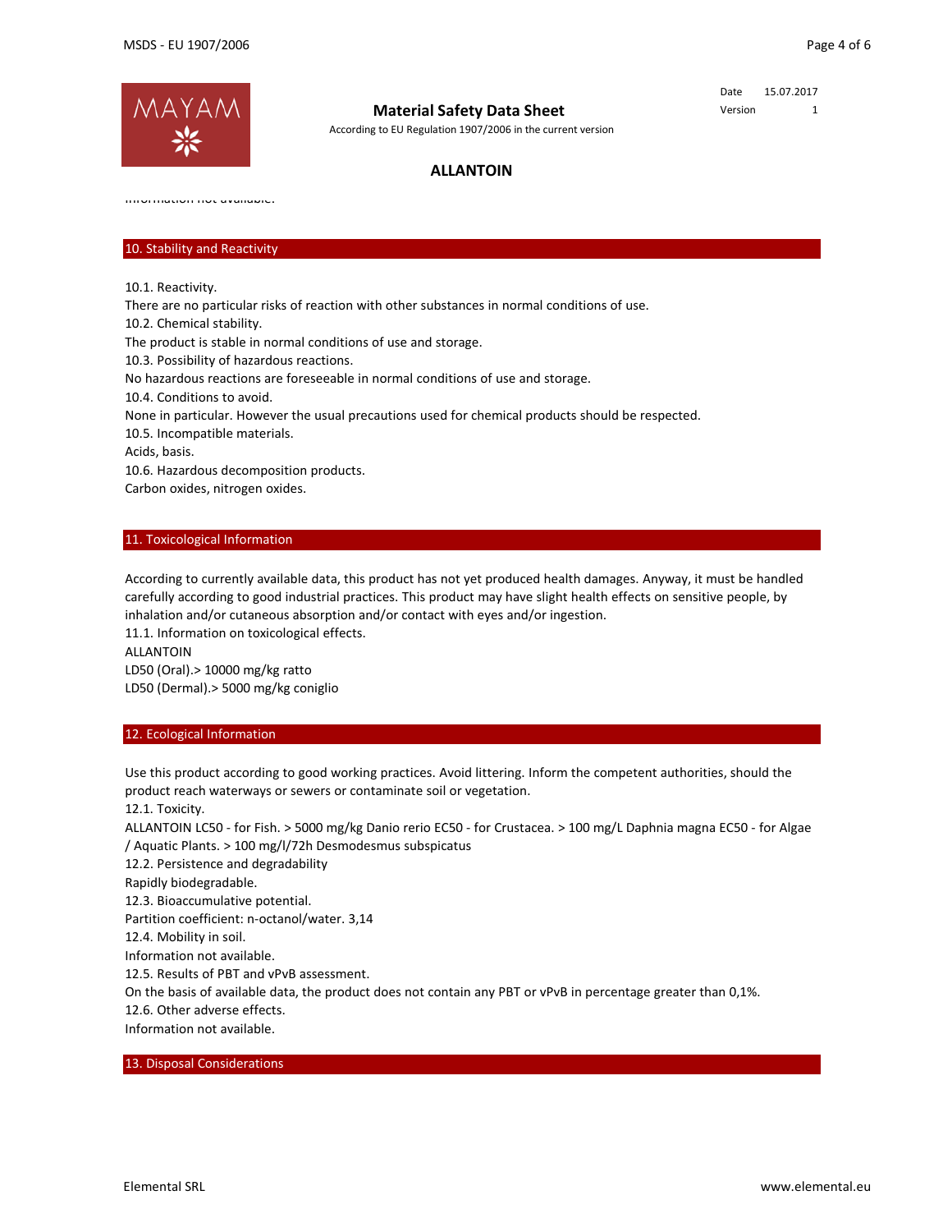Information not available.

## 10. Stability and Reactivity

10.1. Reactivity.
There are no particular risks of reaction with other substances in normal conditions of use.
10.2. Chemical stability.
The product is stable in normal conditions of use and storage.
10.3. Possibility of hazardous reactions.
No hazardous reactions are foreseeable in normal conditions of use and storage.
10.4. Conditions to avoid.
None in particular. However the usual precautions used for chemical products should be respected.
10.5. Incompatible materials.
Acids, basis.
10.6. Hazardous decomposition products.
Carbon oxides, nitrogen oxides.

## 11. Toxicological Information

According to currently available data, this product has not yet produced health damages. Anyway, it must be handled carefully according to good industrial practices. This product may have slight health effects on sensitive people, by inhalation and/or cutaneous absorption and/or contact with eyes and/or ingestion.
11.1. Information on toxicological effects.
ALLANTOIN
LD50 (Oral).> 10000 mg/kg ratto
LD50 (Dermal).> 5000 mg/kg coniglio

## 12. Ecological Information

Use this product according to good working practices. Avoid littering. Inform the competent authorities, should the product reach waterways or sewers or contaminate soil or vegetation.
12.1. Toxicity.
ALLANTOIN LC50 - for Fish. > 5000 mg/kg Danio rerio EC50 - for Crustacea. > 100 mg/L Daphnia magna EC50 - for Algae / Aquatic Plants. > 100 mg/l/72h Desmodesmus subspicatus
12.2. Persistence and degradability
Rapidly biodegradable.
12.3. Bioaccumulative potential.
Partition coefficient: n-octanol/water. 3,14
12.4. Mobility in soil.
Information not available.
12.5. Results of PBT and vPvB assessment.
On the basis of available data, the product does not contain any PBT or vPvB in percentage greater than 0,1%.
12.6. Other adverse effects.
Information not available.

## 13. Disposal Considerations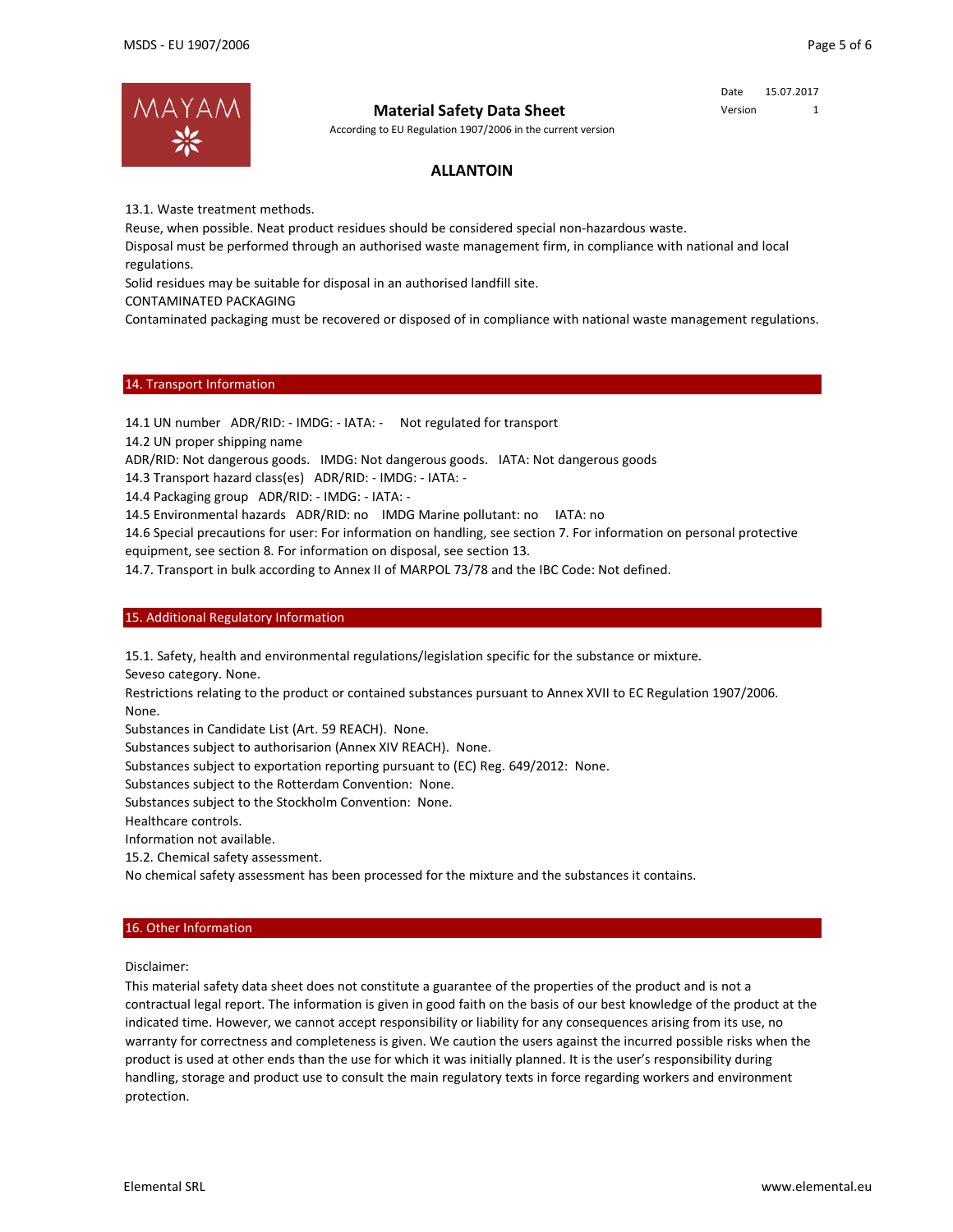13.1. Waste treatment methods.

Reuse, when possible. Neat product residues should be considered special non-hazardous waste.

Disposal must be performed through an authorised waste management firm, in compliance with national and local regulations.

Solid residues may be suitable for disposal in an authorised landfill site.

CONTAMINATED PACKAGING

Contaminated packaging must be recovered or disposed of in compliance with national waste management regulations.

## 14. Transport Information

14.1 UN number ADR/RID: - IMDG: - IATA: - Not regulated for transport

14.2 UN proper shipping name

ADR/RID: Not dangerous goods. IMDG: Not dangerous goods. IATA: Not dangerous goods

14.3 Transport hazard class(es) ADR/RID: - IMDG: - IATA: -

14.4 Packaging group ADR/RID: - IMDG: - IATA: -

14.5 Environmental hazards ADR/RID: no IMDG Marine pollutant: no IATA: no

14.6 Special precautions for user: For information on handling, see section 7. For information on personal protective equipment, see section 8. For information on disposal, see section 13.

14.7. Transport in bulk according to Annex II of MARPOL 73/78 and the IBC Code: Not defined.

## 15. Additional Regulatory Information

15.1. Safety, health and environmental regulations/legislation specific for the substance or mixture.

Seveso category. None.

Restrictions relating to the product or contained substances pursuant to Annex XVII to EC Regulation 1907/2006. None.

Substances in Candidate List (Art. 59 REACH). None.

Substances subject to authorisarion (Annex XIV REACH). None.

Substances subject to exportation reporting pursuant to (EC) Reg. 649/2012: None.

Substances subject to the Rotterdam Convention: None.

Substances subject to the Stockholm Convention: None.

Healthcare controls.

Information not available.

15.2. Chemical safety assessment.

No chemical safety assessment has been processed for the mixture and the substances it contains.

## 16. Other Information

Disclaimer:

This material safety data sheet does not constitute a guarantee of the properties of the product and is not a contractual legal report. The information is given in good faith on the basis of our best knowledge of the product at the indicated time. However, we cannot accept responsibility or liability for any consequences arising from its use, no warranty for correctness and completeness is given. We caution the users against the incurred possible risks when the product is used at other ends than the use for which it was initially planned. It is the user's responsibility during handling, storage and product use to consult the main regulatory texts in force regarding workers and environment protection.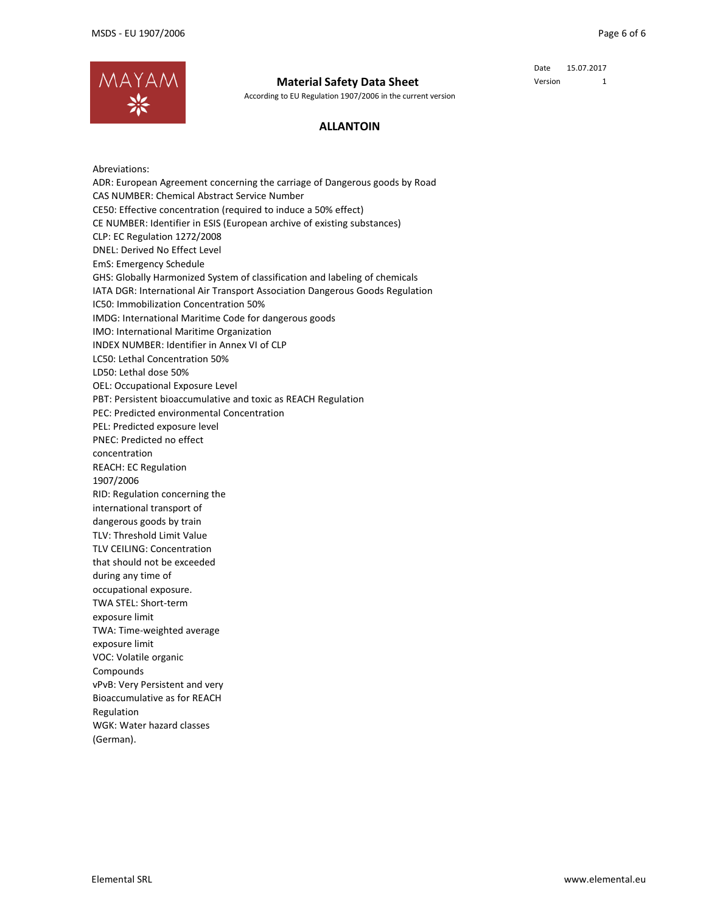Abreviations:

ADR: European Agreement concerning the carriage of Dangerous goods by Road
CAS NUMBER: Chemical Abstract Service Number
CE50: Effective concentration (required to induce a 50% effect)
CE NUMBER: Identifier in ESIS (European archive of existing substances)
CLP: EC Regulation 1272/2008
DNEL: Derived No Effect Level
EmS: Emergency Schedule
GHS: Globally Harmonized System of classification and labeling of chemicals
IATA DGR: International Air Transport Association Dangerous Goods Regulation
IC50: Immobilization Concentration 50%
IMDG: International Maritime Code for dangerous goods
IMO: International Maritime Organization
INDEX NUMBER: Identifier in Annex VI of CLP
LC50: Lethal Concentration 50%
LD50: Lethal dose 50%
OEL: Occupational Exposure Level
PBT: Persistent bioaccumulative and toxic as REACH Regulation
PEC: Predicted environmental Concentration
PEL: Predicted exposure level
PNEC: Predicted no effect concentration
REACH: EC Regulation 1907/2006
RID: Regulation concerning the international transport of dangerous goods by train
TLV: Threshold Limit Value
TLV CEILING: Concentration that should not be exceeded during any time of occupational exposure.
TWA STEL: Short-term exposure limit
TWA: Time-weighted average exposure limit
VOC: Volatile organic Compounds
vPvB: Very Persistent and very Bioaccumulative as for REACH Regulation
WGK: Water hazard classes (German).